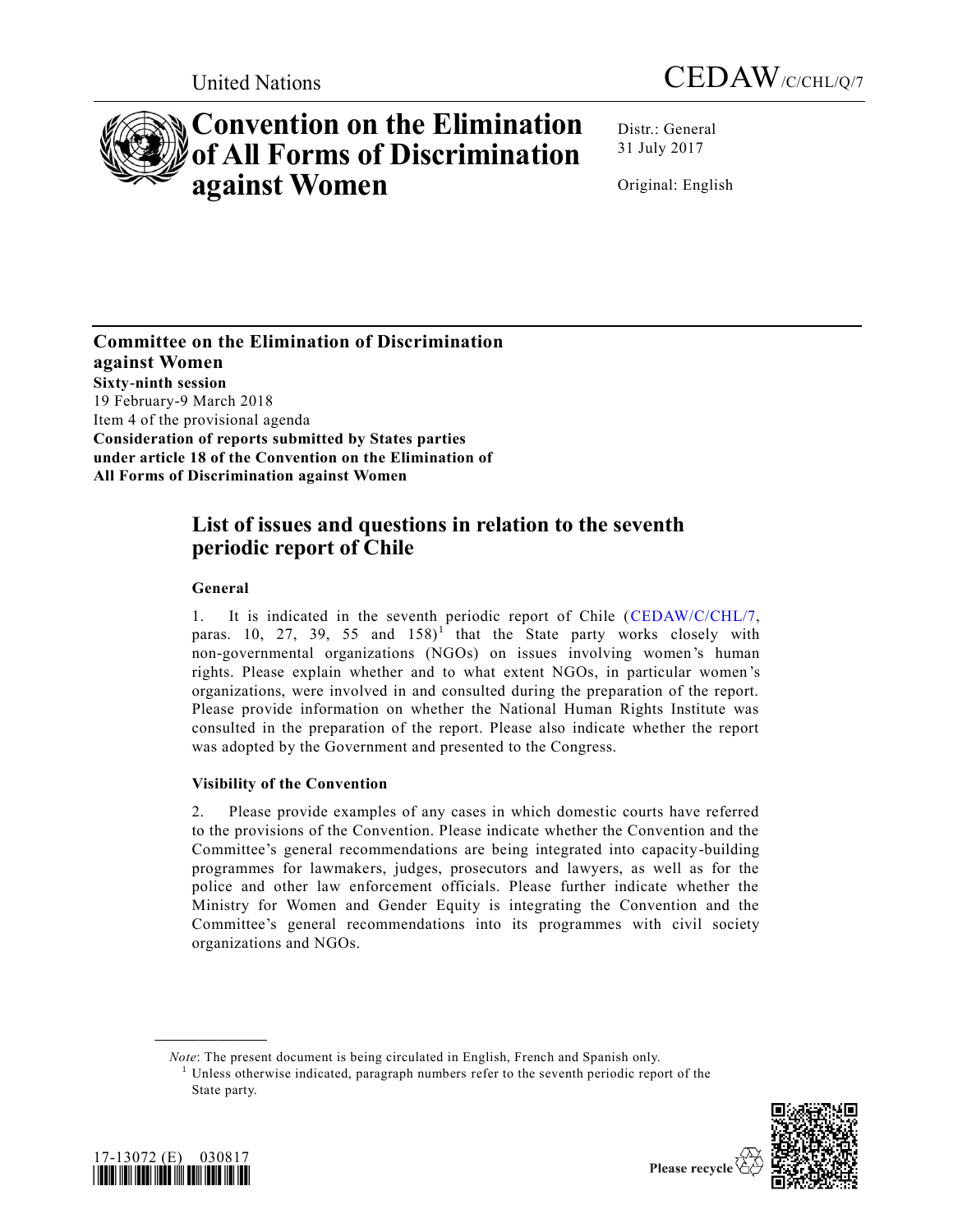United Nations

CEDAW/C/CHL/Q/7

# Convention on the Elimination of All Forms of Discrimination against Women

Distr.: General
31 July 2017

Original: English

**Committee on the Elimination of Discrimination against Women**
**Sixty-ninth session**
19 February-9 March 2018
Item 4 of the provisional agenda
**Consideration of reports submitted by States parties under article 18 of the Convention on the Elimination of All Forms of Discrimination against Women**

## List of issues and questions in relation to the seventh periodic report of Chile

### General

1. It is indicated in the seventh periodic report of Chile (CEDAW/C/CHL/7, paras. 10, 27, 39, 55 and 158)[1] that the State party works closely with non-governmental organizations (NGOs) on issues involving women's human rights. Please explain whether and to what extent NGOs, in particular women's organizations, were involved in and consulted during the preparation of the report. Please provide information on whether the National Human Rights Institute was consulted in the preparation of the report. Please also indicate whether the report was adopted by the Government and presented to the Congress.

### Visibility of the Convention

2. Please provide examples of any cases in which domestic courts have referred to the provisions of the Convention. Please indicate whether the Convention and the Committee's general recommendations are being integrated into capacity-building programmes for lawmakers, judges, prosecutors and lawyers, as well as for the police and other law enforcement officials. Please further indicate whether the Ministry for Women and Gender Equity is integrating the Convention and the Committee's general recommendations into its programmes with civil society organizations and NGOs.

*Note*: The present document is being circulated in English, French and Spanish only.

[1] Unless otherwise indicated, paragraph numbers refer to the seventh periodic report of the State party.

17-13072 (E) 030817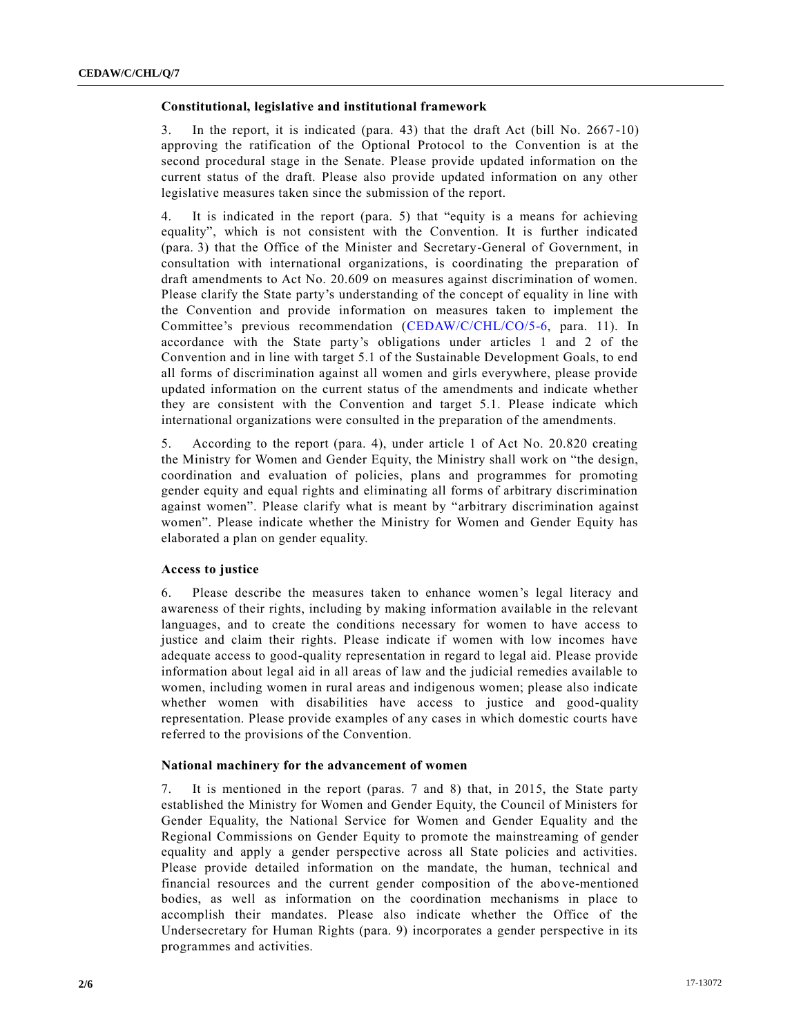### Constitutional, legislative and institutional framework

3. In the report, it is indicated (para. 43) that the draft Act (bill No. 2667-10) approving the ratification of the Optional Protocol to the Convention is at the second procedural stage in the Senate. Please provide updated information on the current status of the draft. Please also provide updated information on any other legislative measures taken since the submission of the report.

4. It is indicated in the report (para. 5) that "equity is a means for achieving equality", which is not consistent with the Convention. It is further indicated (para. 3) that the Office of the Minister and Secretary-General of Government, in consultation with international organizations, is coordinating the preparation of draft amendments to Act No. 20.609 on measures against discrimination of women. Please clarify the State party's understanding of the concept of equality in line with the Convention and provide information on measures taken to implement the Committee's previous recommendation (CEDAW/C/CHL/CO/5-6, para. 11). In accordance with the State party's obligations under articles 1 and 2 of the Convention and in line with target 5.1 of the Sustainable Development Goals, to end all forms of discrimination against all women and girls everywhere, please provide updated information on the current status of the amendments and indicate whether they are consistent with the Convention and target 5.1. Please indicate which international organizations were consulted in the preparation of the amendments.

5. According to the report (para. 4), under article 1 of Act No. 20.820 creating the Ministry for Women and Gender Equity, the Ministry shall work on "the design, coordination and evaluation of policies, plans and programmes for promoting gender equity and equal rights and eliminating all forms of arbitrary discrimination against women". Please clarify what is meant by "arbitrary discrimination against women". Please indicate whether the Ministry for Women and Gender Equity has elaborated a plan on gender equality.

### Access to justice

6. Please describe the measures taken to enhance women's legal literacy and awareness of their rights, including by making information available in the relevant languages, and to create the conditions necessary for women to have access to justice and claim their rights. Please indicate if women with low incomes have adequate access to good-quality representation in regard to legal aid. Please provide information about legal aid in all areas of law and the judicial remedies available to women, including women in rural areas and indigenous women; please also indicate whether women with disabilities have access to justice and good-quality representation. Please provide examples of any cases in which domestic courts have referred to the provisions of the Convention.

### National machinery for the advancement of women

7. It is mentioned in the report (paras. 7 and 8) that, in 2015, the State party established the Ministry for Women and Gender Equity, the Council of Ministers for Gender Equality, the National Service for Women and Gender Equality and the Regional Commissions on Gender Equity to promote the mainstreaming of gender equality and apply a gender perspective across all State policies and activities. Please provide detailed information on the mandate, the human, technical and financial resources and the current gender composition of the above-mentioned bodies, as well as information on the coordination mechanisms in place to accomplish their mandates. Please also indicate whether the Office of the Undersecretary for Human Rights (para. 9) incorporates a gender perspective in its programmes and activities.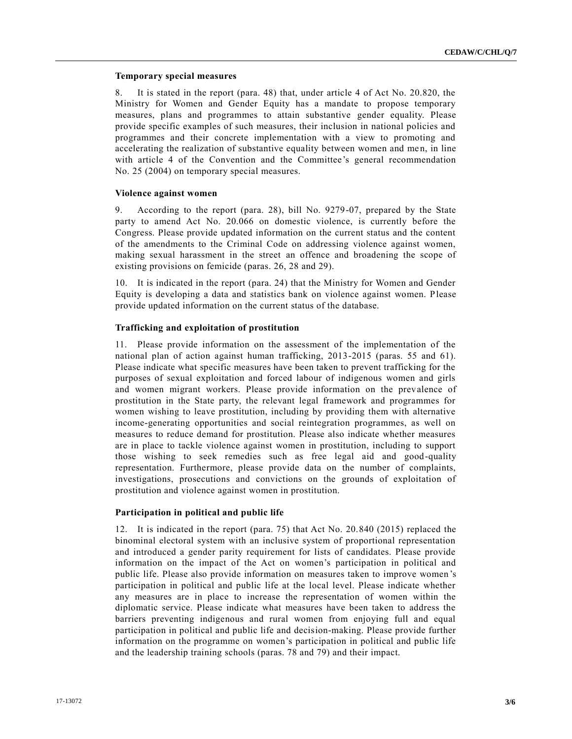### Temporary special measures

8. It is stated in the report (para. 48) that, under article 4 of Act No. 20.820, the Ministry for Women and Gender Equity has a mandate to propose temporary measures, plans and programmes to attain substantive gender equality. Please provide specific examples of such measures, their inclusion in national policies and programmes and their concrete implementation with a view to promoting and accelerating the realization of substantive equality between women and men, in line with article 4 of the Convention and the Committee's general recommendation No. 25 (2004) on temporary special measures.

### Violence against women

9. According to the report (para. 28), bill No. 9279-07, prepared by the State party to amend Act No. 20.066 on domestic violence, is currently before the Congress. Please provide updated information on the current status and the content of the amendments to the Criminal Code on addressing violence against women, making sexual harassment in the street an offence and broadening the scope of existing provisions on femicide (paras. 26, 28 and 29).

10. It is indicated in the report (para. 24) that the Ministry for Women and Gender Equity is developing a data and statistics bank on violence against women. Please provide updated information on the current status of the database.

### Trafficking and exploitation of prostitution

11. Please provide information on the assessment of the implementation of the national plan of action against human trafficking, 2013-2015 (paras. 55 and 61). Please indicate what specific measures have been taken to prevent trafficking for the purposes of sexual exploitation and forced labour of indigenous women and girls and women migrant workers. Please provide information on the prevalence of prostitution in the State party, the relevant legal framework and programmes for women wishing to leave prostitution, including by providing them with alternative income-generating opportunities and social reintegration programmes, as well on measures to reduce demand for prostitution. Please also indicate whether measures are in place to tackle violence against women in prostitution, including to support those wishing to seek remedies such as free legal aid and good-quality representation. Furthermore, please provide data on the number of complaints, investigations, prosecutions and convictions on the grounds of exploitation of prostitution and violence against women in prostitution.

### Participation in political and public life

12. It is indicated in the report (para. 75) that Act No. 20.840 (2015) replaced the binominal electoral system with an inclusive system of proportional representation and introduced a gender parity requirement for lists of candidates. Please provide information on the impact of the Act on women's participation in political and public life. Please also provide information on measures taken to improve women's participation in political and public life at the local level. Please indicate whether any measures are in place to increase the representation of women within the diplomatic service. Please indicate what measures have been taken to address the barriers preventing indigenous and rural women from enjoying full and equal participation in political and public life and decision-making. Please provide further information on the programme on women's participation in political and public life and the leadership training schools (paras. 78 and 79) and their impact.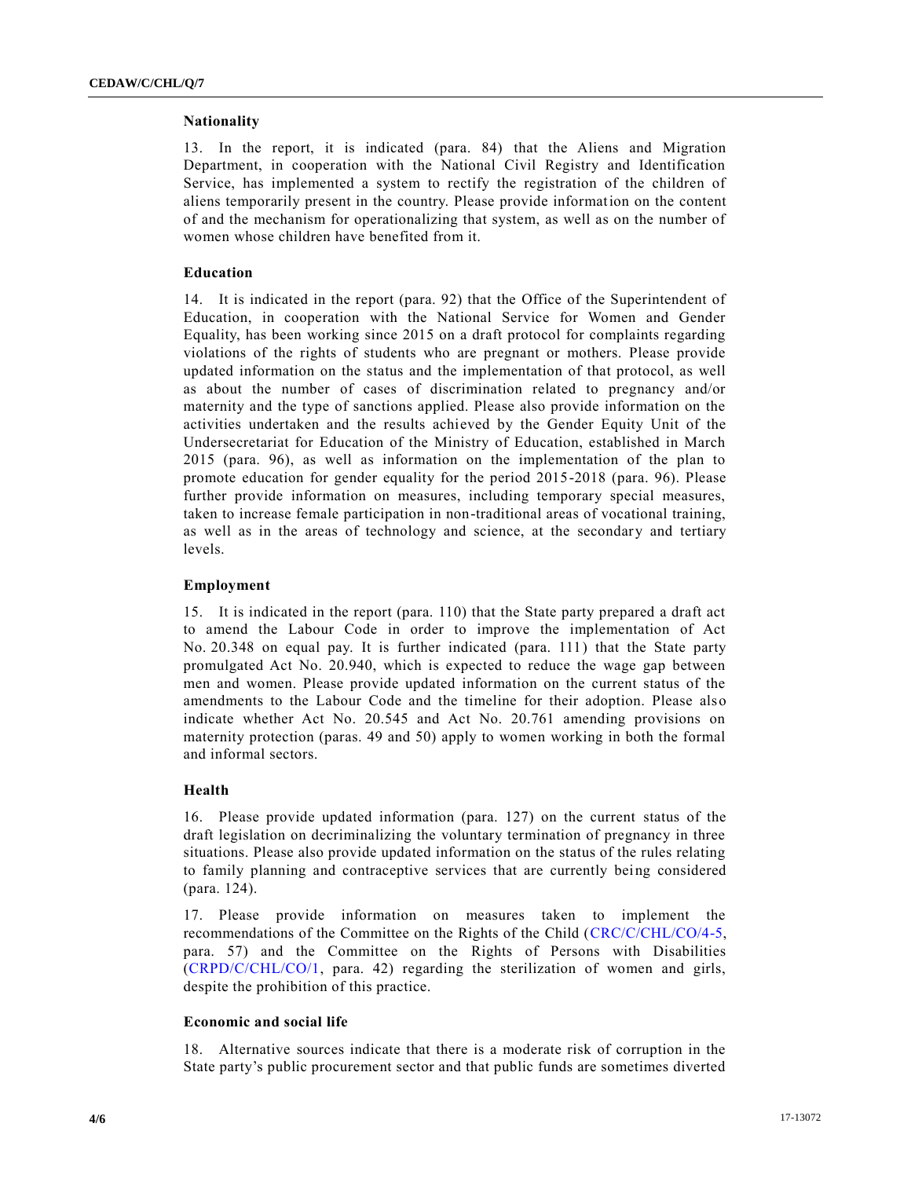**Nationality**

13. In the report, it is indicated (para. 84) that the Aliens and Migration Department, in cooperation with the National Civil Registry and Identification Service, has implemented a system to rectify the registration of the children of aliens temporarily present in the country. Please provide information on the content of and the mechanism for operationalizing that system, as well as on the number of women whose children have benefited from it.

**Education**

14. It is indicated in the report (para. 92) that the Office of the Superintendent of Education, in cooperation with the National Service for Women and Gender Equality, has been working since 2015 on a draft protocol for complaints regarding violations of the rights of students who are pregnant or mothers. Please provide updated information on the status and the implementation of that protocol, as well as about the number of cases of discrimination related to pregnancy and/or maternity and the type of sanctions applied. Please also provide information on the activities undertaken and the results achieved by the Gender Equity Unit of the Undersecretariat for Education of the Ministry of Education, established in March 2015 (para. 96), as well as information on the implementation of the plan to promote education for gender equality for the period 2015-2018 (para. 96). Please further provide information on measures, including temporary special measures, taken to increase female participation in non-traditional areas of vocational training, as well as in the areas of technology and science, at the secondary and tertiary levels.

**Employment**

15. It is indicated in the report (para. 110) that the State party prepared a draft act to amend the Labour Code in order to improve the implementation of Act No. 20.348 on equal pay. It is further indicated (para. 111) that the State party promulgated Act No. 20.940, which is expected to reduce the wage gap between men and women. Please provide updated information on the current status of the amendments to the Labour Code and the timeline for their adoption. Please also indicate whether Act No. 20.545 and Act No. 20.761 amending provisions on maternity protection (paras. 49 and 50) apply to women working in both the formal and informal sectors.

**Health**

16. Please provide updated information (para. 127) on the current status of the draft legislation on decriminalizing the voluntary termination of pregnancy in three situations. Please also provide updated information on the status of the rules relating to family planning and contraceptive services that are currently being considered (para. 124).

17. Please provide information on measures taken to implement the recommendations of the Committee on the Rights of the Child (CRC/C/CHL/CO/4-5, para. 57) and the Committee on the Rights of Persons with Disabilities (CRPD/C/CHL/CO/1, para. 42) regarding the sterilization of women and girls, despite the prohibition of this practice.

**Economic and social life**

18. Alternative sources indicate that there is a moderate risk of corruption in the State party's public procurement sector and that public funds are sometimes diverted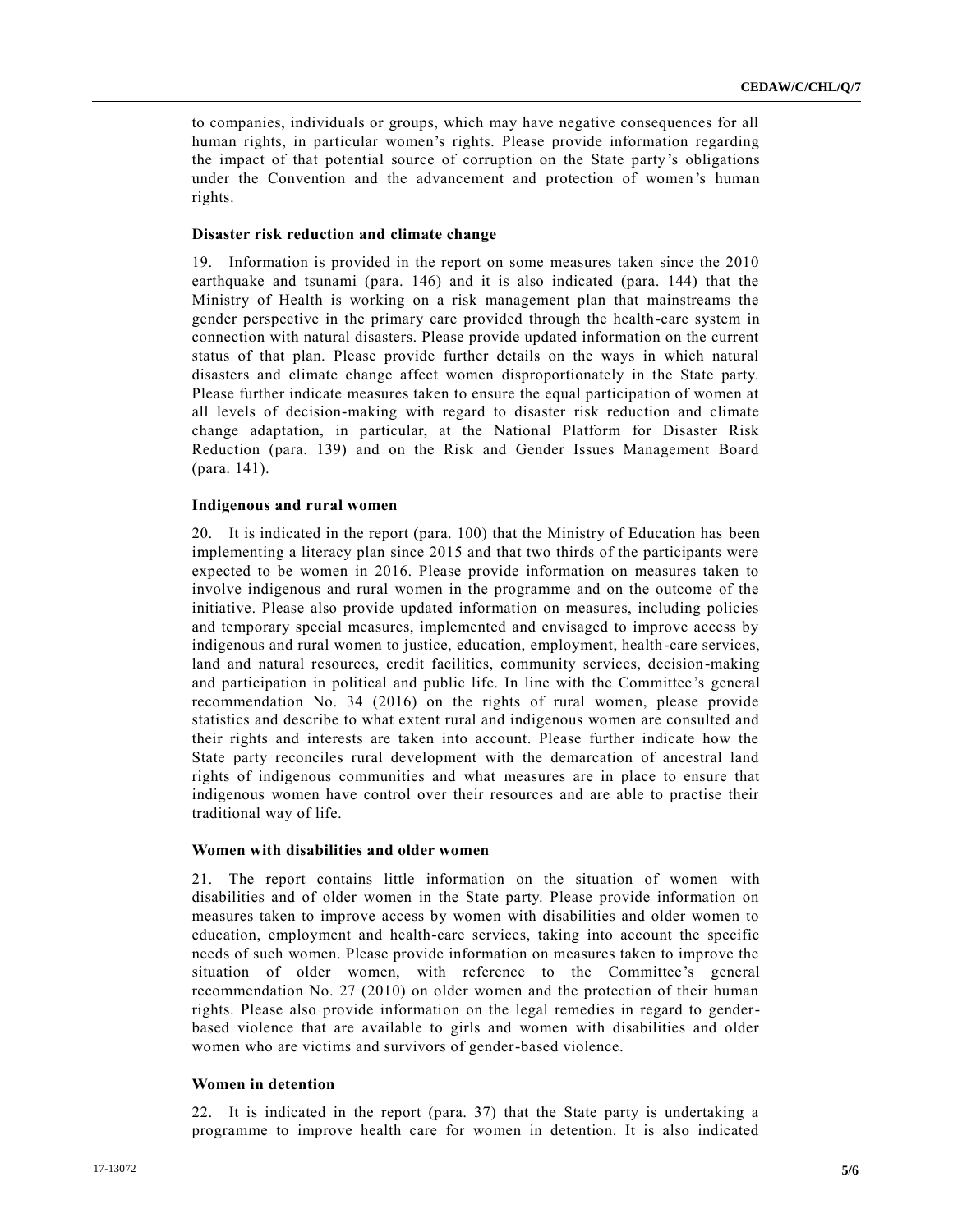to companies, individuals or groups, which may have negative consequences for all human rights, in particular women's rights. Please provide information regarding the impact of that potential source of corruption on the State party's obligations under the Convention and the advancement and protection of women's human rights.

### Disaster risk reduction and climate change

19. Information is provided in the report on some measures taken since the 2010 earthquake and tsunami (para. 146) and it is also indicated (para. 144) that the Ministry of Health is working on a risk management plan that mainstreams the gender perspective in the primary care provided through the health-care system in connection with natural disasters. Please provide updated information on the current status of that plan. Please provide further details on the ways in which natural disasters and climate change affect women disproportionately in the State party. Please further indicate measures taken to ensure the equal participation of women at all levels of decision-making with regard to disaster risk reduction and climate change adaptation, in particular, at the National Platform for Disaster Risk Reduction (para. 139) and on the Risk and Gender Issues Management Board (para. 141).

### Indigenous and rural women

20. It is indicated in the report (para. 100) that the Ministry of Education has been implementing a literacy plan since 2015 and that two thirds of the participants were expected to be women in 2016. Please provide information on measures taken to involve indigenous and rural women in the programme and on the outcome of the initiative. Please also provide updated information on measures, including policies and temporary special measures, implemented and envisaged to improve access by indigenous and rural women to justice, education, employment, health-care services, land and natural resources, credit facilities, community services, decision-making and participation in political and public life. In line with the Committee's general recommendation No. 34 (2016) on the rights of rural women, please provide statistics and describe to what extent rural and indigenous women are consulted and their rights and interests are taken into account. Please further indicate how the State party reconciles rural development with the demarcation of ancestral land rights of indigenous communities and what measures are in place to ensure that indigenous women have control over their resources and are able to practise their traditional way of life.

### Women with disabilities and older women

21. The report contains little information on the situation of women with disabilities and of older women in the State party. Please provide information on measures taken to improve access by women with disabilities and older women to education, employment and health-care services, taking into account the specific needs of such women. Please provide information on measures taken to improve the situation of older women, with reference to the Committee's general recommendation No. 27 (2010) on older women and the protection of their human rights. Please also provide information on the legal remedies in regard to gender-based violence that are available to girls and women with disabilities and older women who are victims and survivors of gender-based violence.

### Women in detention

22. It is indicated in the report (para. 37) that the State party is undertaking a programme to improve health care for women in detention. It is also indicated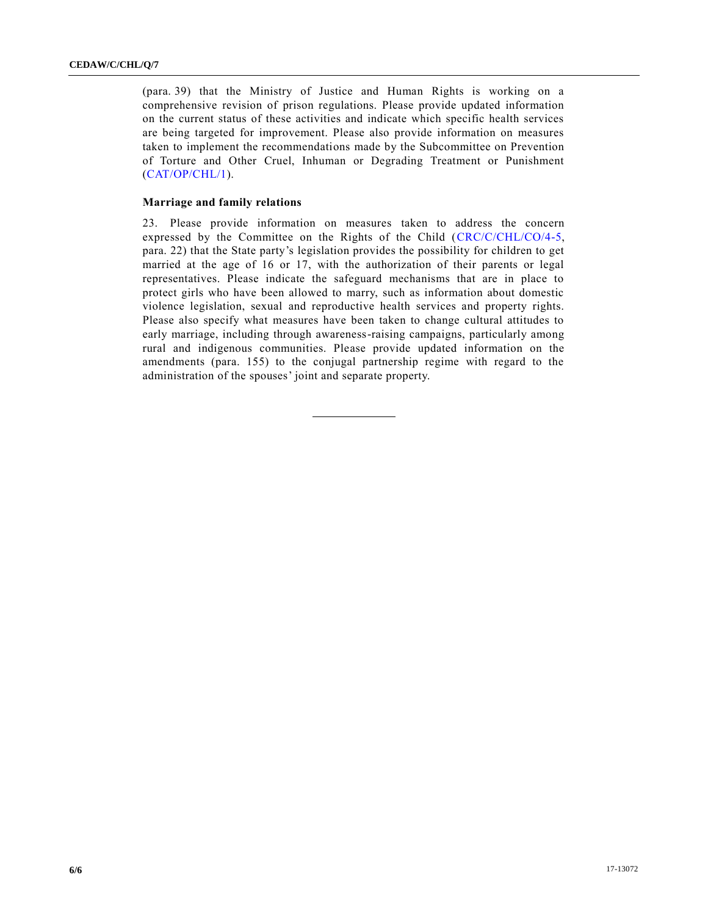(para. 39) that the Ministry of Justice and Human Rights is working on a comprehensive revision of prison regulations. Please provide updated information on the current status of these activities and indicate which specific health services are being targeted for improvement. Please also provide information on measures taken to implement the recommendations made by the Subcommittee on Prevention of Torture and Other Cruel, Inhuman or Degrading Treatment or Punishment (CAT/OP/CHL/1).

### Marriage and family relations

23. Please provide information on measures taken to address the concern expressed by the Committee on the Rights of the Child (CRC/C/CHL/CO/4-5, para. 22) that the State party's legislation provides the possibility for children to get married at the age of 16 or 17, with the authorization of their parents or legal representatives. Please indicate the safeguard mechanisms that are in place to protect girls who have been allowed to marry, such as information about domestic violence legislation, sexual and reproductive health services and property rights. Please also specify what measures have been taken to change cultural attitudes to early marriage, including through awareness-raising campaigns, particularly among rural and indigenous communities. Please provide updated information on the amendments (para. 155) to the conjugal partnership regime with regard to the administration of the spouses' joint and separate property.